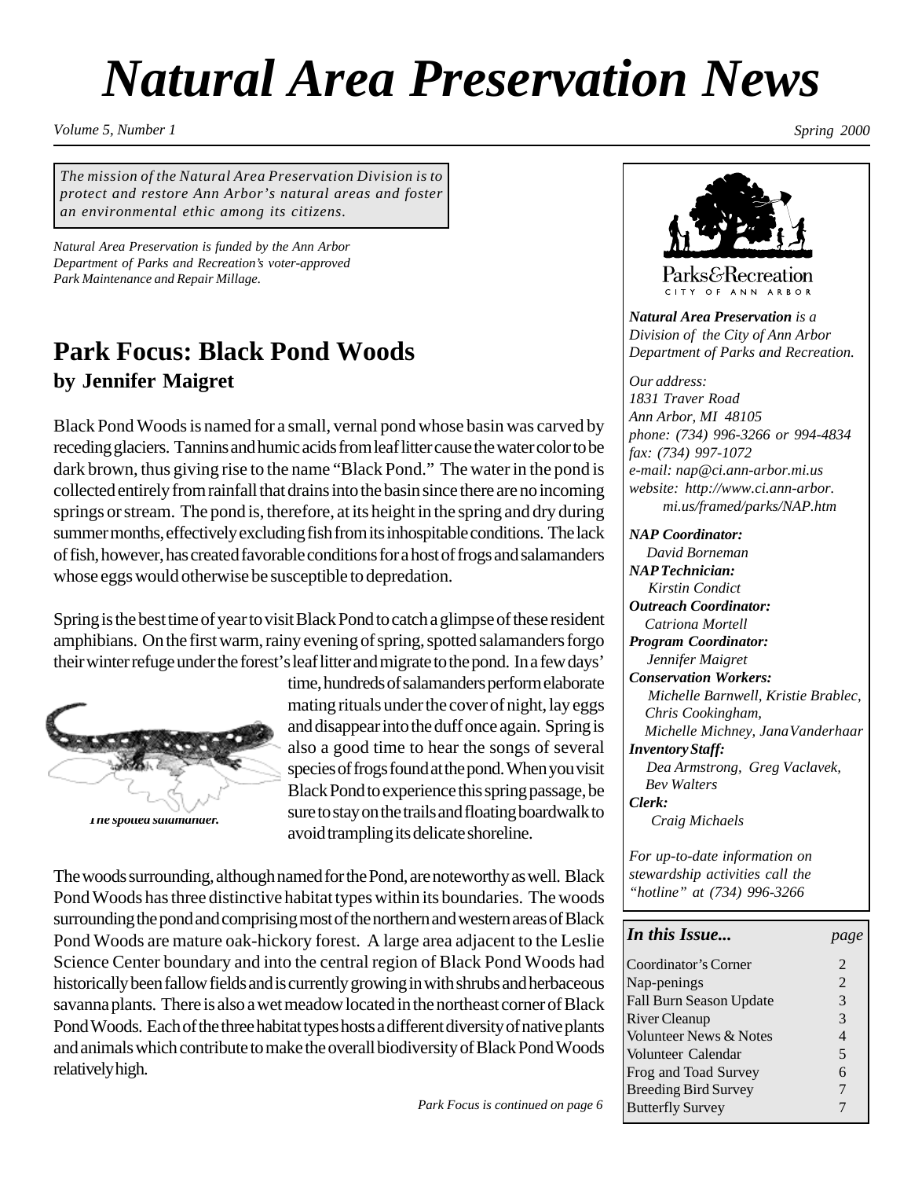# Natural Area Preservation News

*Volume 5, Number 1* *Spring 2000*

*The mission of the Natural Area Preservation Division is to protect and restore Ann Arbor's natural areas and foster an environmental ethic among its citizens.*

*Natural Area Preservation is funded by the Ann Arbor Department of Parks and Recreation's voter-approved Park Maintenance and Repair Millage.*

## Park Focus: Black Pond Woods

### by Jennifer Maigret

Black Pond Woods is named for a small, vernal pond whose basin was carved by receding glaciers. Tannins and humic acids from leaf litter cause the water color to be dark brown, thus giving rise to the name "Black Pond." The water in the pond is collected entirely from rainfall that drains into the basin since there are no incoming springs or stream. The pond is, therefore, at its height in the spring and dry during summer months, effectively excluding fish from its inhospitable conditions. The lack of fish, however, has created favorable conditions for a host of frogs and salamanders whose eggs would otherwise be susceptible to depredation.

Spring is the best time of year to visit Black Pond to catch a glimpse of these resident amphibians. On the first warm, rainy evening of spring, spotted salamanders forgo their winter refuge under the forest's leaf litter and migrate to the pond. In a few days' time, hundreds of salamanders perform elaborate mating rituals under the cover of night, lay eggs and disappear into the duff once again. Spring is also a good time to hear the songs of several species of frogs found at the pond. When you visit Black Pond to experience this spring passage, be sure to stay on the trails and floating boardwalk to avoid trampling its delicate shoreline.

*The spotted salamander.*

The woods surrounding, although named for the Pond, are noteworthy as well. Black Pond Woods has three distinctive habitat types within its boundaries. The woods surrounding the pond and comprising most of the northern and western areas of Black Pond Woods are mature oak-hickory forest. A large area adjacent to the Leslie Science Center boundary and into the central region of Black Pond Woods had historically been fallow fields and is currently growing in with shrubs and herbaceous savanna plants. There is also a wet meadow located in the northeast corner of Black Pond Woods. Each of the three habitat types hosts a different diversity of native plants and animals which contribute to make the overall biodiversity of Black Pond Woods relatively high.

*Park Focus is continued on page 6*

---

Parks&Recreation
CITY OF ANN ARBOR

***Natural Area Preservation*** *is a Division of the City of Ann Arbor Department of Parks and Recreation.*

*Our address:*
*1831 Traver Road*
*Ann Arbor, MI 48105*
*phone: (734) 996-3266 or 994-4834*
*fax: (734) 997-1072*
*e-mail: nap@ci.ann-arbor.mi.us*
*website: http://www.ci.ann-arbor.mi.us/framed/parks/NAP.htm*

***NAP Coordinator:***
*David Borneman*
***NAP Technician:***
*Kirstin Condict*
***Outreach Coordinator:***
*Catriona Mortell*
***Program Coordinator:***
*Jennifer Maigret*
***Conservation Workers:***
*Michelle Barnwell, Kristie Brablec, Chris Cookingham, Michelle Michney, Jana Vanderhaar*
***Inventory Staff:***
*Dea Armstrong, Greg Vaclavek, Bev Walters*
***Clerk:***
*Craig Michaels*

*For up-to-date information on stewardship activities call the "hotline" at (734) 996-3266*

| ***In this Issue...*** | *page* |
|---|---|
| Coordinator's Corner | 2 |
| Nap-penings | 2 |
| Fall Burn Season Update | 3 |
| River Cleanup | 3 |
| Volunteer News & Notes | 4 |
| Volunteer Calendar | 5 |
| Frog and Toad Survey | 6 |
| Breeding Bird Survey | 7 |
| Butterfly Survey | 7 |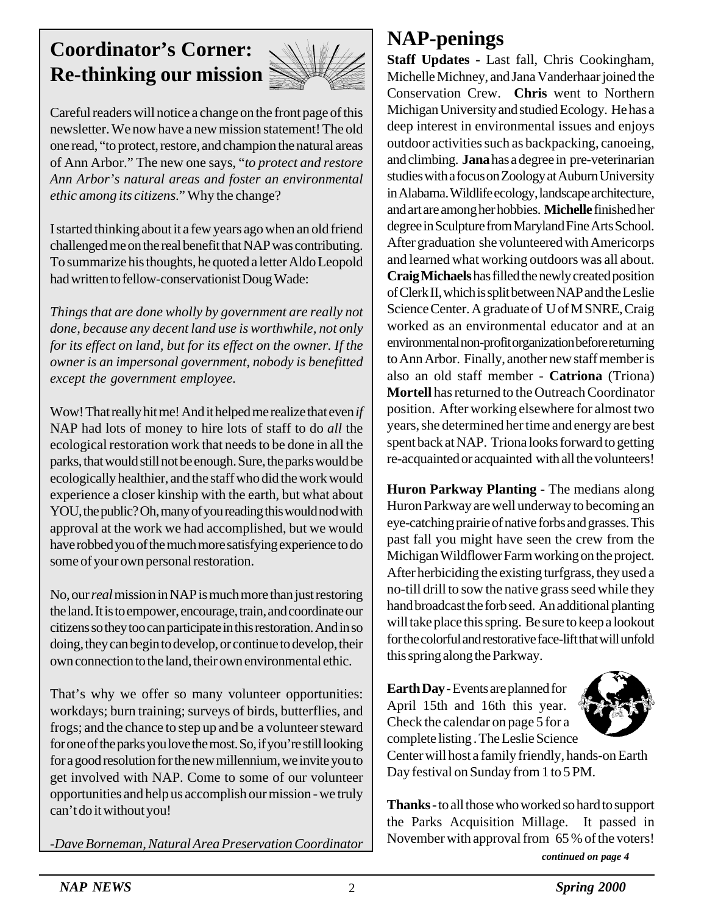## Coordinator's Corner: Re-thinking our mission

Careful readers will notice a change on the front page of this newsletter. We now have a new mission statement! The old one read, "to protect, restore, and champion the natural areas of Ann Arbor." The new one says, "*to protect and restore Ann Arbor's natural areas and foster an environmental ethic among its citizens*." Why the change?

I started thinking about it a few years ago when an old friend challenged me on the real benefit that NAP was contributing. To summarize his thoughts, he quoted a letter Aldo Leopold had written to fellow-conservationist Doug Wade:

*Things that are done wholly by government are really not done, because any decent land use is worthwhile, not only for its effect on land, but for its effect on the owner. If the owner is an impersonal government, nobody is benefitted except the government employee.*

Wow! That really hit me! And it helped me realize that even *if* NAP had lots of money to hire lots of staff to do *all* the ecological restoration work that needs to be done in all the parks, that would still not be enough. Sure, the parks would be ecologically healthier, and the staff who did the work would experience a closer kinship with the earth, but what about YOU, the public? Oh, many of you reading this would nod with approval at the work we had accomplished, but we would have robbed you of the much more satisfying experience to do some of your own personal restoration.

No, our *real* mission in NAP is much more than just restoring the land. It is to empower, encourage, train, and coordinate our citizens so they too can participate in this restoration. And in so doing, they can begin to develop, or continue to develop, their own connection to the land, their own environmental ethic.

That's why we offer so many volunteer opportunities: workdays; burn training; surveys of birds, butterflies, and frogs; and the chance to step up and be a volunteer steward for one of the parks you love the most. So, if you're still looking for a good resolution for the new millennium, we invite you to get involved with NAP. Come to some of our volunteer opportunities and help us accomplish our mission - we truly can't do it without you!

*-Dave Borneman, Natural Area Preservation Coordinator*

# NAP-penings

**Staff Updates -** Last fall, Chris Cookingham, Michelle Michney, and Jana Vanderhaar joined the Conservation Crew. **Chris** went to Northern Michigan University and studied Ecology. He has a deep interest in environmental issues and enjoys outdoor activities such as backpacking, canoeing, and climbing. **Jana** has a degree in pre-veterinarian studies with a focus on Zoology at Auburn University in Alabama. Wildlife ecology, landscape architecture, and art are among her hobbies. **Michelle** finished her degree in Sculpture from Maryland Fine Arts School. After graduation she volunteered with Americorps and learned what working outdoors was all about. **Craig Michaels** has filled the newly created position of Clerk II, which is split between NAP and the Leslie Science Center. A graduate of U of M SNRE, Craig worked as an environmental educator and at an environmental non-profit organization before returning to Ann Arbor. Finally, another new staff member is also an old staff member - **Catriona** (Triona) **Mortell** has returned to the Outreach Coordinator position. After working elsewhere for almost two years, she determined her time and energy are best spent back at NAP. Triona looks forward to getting re-acquainted or acquainted with all the volunteers!

**Huron Parkway Planting -** The medians along Huron Parkway are well underway to becoming an eye-catching prairie of native forbs and grasses. This past fall you might have seen the crew from the Michigan Wildflower Farm working on the project. After herbiciding the existing turfgrass, they used a no-till drill to sow the native grass seed while they hand broadcast the forb seed. An additional planting will take place this spring. Be sure to keep a lookout for the colorful and restorative face-lift that will unfold this spring along the Parkway.

**Earth Day -** Events are planned for April 15th and 16th this year. Check the calendar on page 5 for a complete listing . The Leslie Science Center will host a family friendly, hands-on Earth Day festival on Sunday from 1 to 5 PM.

**Thanks -** to all those who worked so hard to support the Parks Acquisition Millage. It passed in November with approval from 65 % of the voters!

*continued on page 4*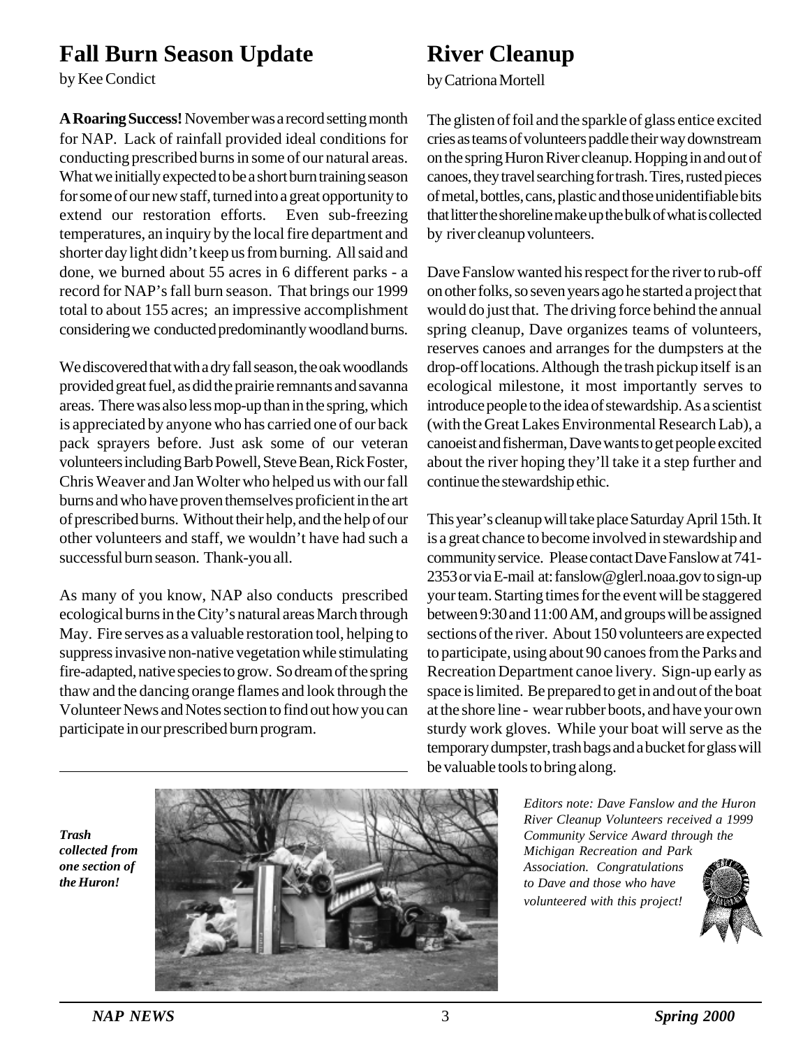## Fall Burn Season Update

by Kee Condict

**A Roaring Success!** November was a record setting month for NAP. Lack of rainfall provided ideal conditions for conducting prescribed burns in some of our natural areas. What we initially expected to be a short burn training season for some of our new staff, turned into a great opportunity to extend our restoration efforts. Even sub-freezing temperatures, an inquiry by the local fire department and shorter day light didn't keep us from burning. All said and done, we burned about 55 acres in 6 different parks - a record for NAP's fall burn season. That brings our 1999 total to about 155 acres; an impressive accomplishment considering we conducted predominantly woodland burns.

We discovered that with a dry fall season, the oak woodlands provided great fuel, as did the prairie remnants and savanna areas. There was also less mop-up than in the spring, which is appreciated by anyone who has carried one of our back pack sprayers before. Just ask some of our veteran volunteers including Barb Powell, Steve Bean, Rick Foster, Chris Weaver and Jan Wolter who helped us with our fall burns and who have proven themselves proficient in the art of prescribed burns. Without their help, and the help of our other volunteers and staff, we wouldn't have had such a successful burn season. Thank-you all.

As many of you know, NAP also conducts prescribed ecological burns in the City's natural areas March through May. Fire serves as a valuable restoration tool, helping to suppress invasive non-native vegetation while stimulating fire-adapted, native species to grow. So dream of the spring thaw and the dancing orange flames and look through the Volunteer News and Notes section to find out how you can participate in our prescribed burn program.

## River Cleanup

by Catriona Mortell

The glisten of foil and the sparkle of glass entice excited cries as teams of volunteers paddle their way downstream on the spring Huron River cleanup. Hopping in and out of canoes, they travel searching for trash. Tires, rusted pieces of metal, bottles, cans, plastic and those unidentifiable bits that litter the shoreline make up the bulk of what is collected by river cleanup volunteers.

Dave Fanslow wanted his respect for the river to rub-off on other folks, so seven years ago he started a project that would do just that. The driving force behind the annual spring cleanup, Dave organizes teams of volunteers, reserves canoes and arranges for the dumpsters at the drop-off locations. Although the trash pickup itself is an ecological milestone, it most importantly serves to introduce people to the idea of stewardship. As a scientist (with the Great Lakes Environmental Research Lab), a canoeist and fisherman, Dave wants to get people excited about the river hoping they'll take it a step further and continue the stewardship ethic.

This year's cleanup will take place Saturday April 15th. It is a great chance to become involved in stewardship and community service. Please contact Dave Fanslow at 741-2353 or via E-mail at: fanslow@glerl.noaa.gov to sign-up your team. Starting times for the event will be staggered between 9:30 and 11:00 AM, and groups will be assigned sections of the river. About 150 volunteers are expected to participate, using about 90 canoes from the Parks and Recreation Department canoe livery. Sign-up early as space is limited. Be prepared to get in and out of the boat at the shore line - wear rubber boots, and have your own sturdy work gloves. While your boat will serve as the temporary dumpster, trash bags and a bucket for glass will be valuable tools to bring along.

***Trash collected from one section of the Huron!***

*Editors note: Dave Fanslow and the Huron River Cleanup Volunteers received a 1999 Community Service Award through the Michigan Recreation and Park Association. Congratulations to Dave and those who have volunteered with this project!*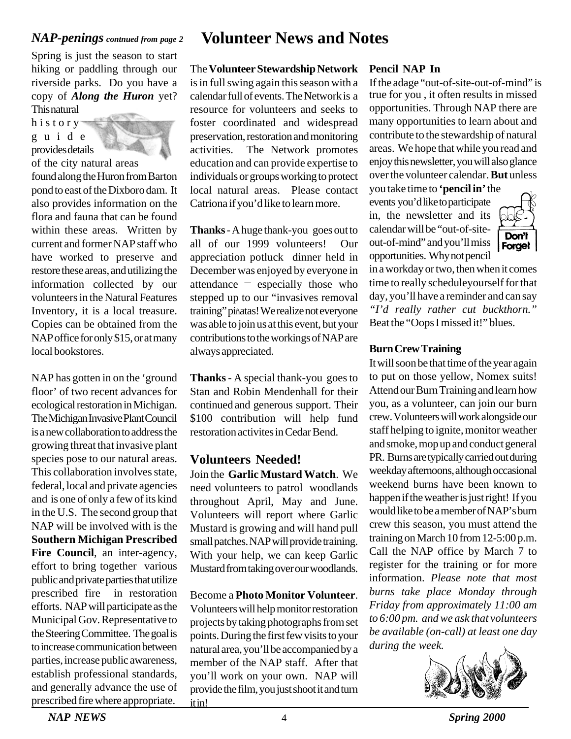*NAP-penings contnued from page 2*

Spring is just the season to start hiking or paddling through our riverside parks. Do you have a copy of ***Along the Huron*** yet? This natural history guide provides details of the city natural areas found along the Huron from Barton pond to east of the Dixboro dam. It also provides information on the flora and fauna that can be found within these areas. Written by current and former NAP staff who have worked to preserve and restore these areas, and utilizing the information collected by our volunteers in the Natural Features Inventory, it is a local treasure. Copies can be obtained from the NAP office for only $15, or at many local bookstores.

NAP has gotten in on the 'ground floor' of two recent advances for ecological restoration in Michigan. The Michigan Invasive Plant Council is a new collaboration to address the growing threat that invasive plant species pose to our natural areas. This collaboration involves state, federal, local and private agencies and is one of only a few of its kind in the U.S. The second group that NAP will be involved with is the **Southern Michigan Prescribed Fire Council**, an inter-agency, effort to bring together various public and private parties that utilize prescribed fire in restoration efforts. NAP will participate as the Municipal Gov. Representative to the Steering Committee. The goal is to increase communication between parties, increase public awareness, establish professional standards, and generally advance the use of prescribed fire where appropriate.

# Volunteer News and Notes

The **Volunteer Stewardship Network** is in full swing again this season with a calendar full of events. The Network is a resource for volunteers and seeks to foster coordinated and widespread preservation, restoration and monitoring activities. The Network promotes education and can provide expertise to individuals or groups working to protect local natural areas. Please contact Catriona if you'd like to learn more.

**Thanks** - A huge thank-you goes out to all of our 1999 volunteers! Our appreciation potluck dinner held in December was enjoyed by everyone in attendance – especially those who stepped up to our "invasives removal training" piñatas! We realize not everyone was able to join us at this event, but your contributions to the workings of NAP are always appreciated.

**Thanks** - A special thank-you goes to Stan and Robin Mendenhall for their continued and generous support. Their $100 contribution will help fund restoration activites in Cedar Bend.

## Volunteers Needed!

Join the **Garlic Mustard Watch**. We need volunteers to patrol woodlands throughout April, May and June. Volunteers will report where Garlic Mustard is growing and will hand pull small patches. NAP will provide training. With your help, we can keep Garlic Mustard from taking over our woodlands.

Become a **Photo Monitor Volunteer**. Volunteers will help monitor restoration projects by taking photographs from set points. During the first few visits to your natural area, you'll be accompanied by a member of the NAP staff. After that you'll work on your own. NAP will provide the film, you just shoot it and turn it in!

### Pencil NAP In

If the adage "out-of-site-out-of-mind" is true for you , it often results in missed opportunities. Through NAP there are many opportunities to learn about and contribute to the stewardship of natural areas. We hope that while you read and enjoy this newsletter, you will also glance over the volunteer calendar. **But** unless you take time to **'pencil in'** the events you'd like to participate in, the newsletter and its calendar will be "out-of-site-out-of-mind" and you'll miss opportunities. Why not pencil in a workday or two, then when it comes time to really scheduleyourself for that day, you'll have a reminder and can say *"I'd really rather cut buckthorn."* Beat the "Oops I missed it!" blues.

### Burn Crew Training

It will soon be that time of the year again to put on those yellow, Nomex suits! Attend our Burn Training and learn how you, as a volunteer, can join our burn crew. Volunteers will work alongside our staff helping to ignite, monitor weather and smoke, mop up and conduct general PR. Burns are typically carried out during weekday afternoons, although occasional weekend burns have been known to happen if the weather is just right! If you would like to be a member of NAP's burn crew this season, you must attend the training on March 10 from 12-5:00 p.m. Call the NAP office by March 7 to register for the training or for more information. *Please note that most burns take place Monday through Friday from approximately 11:00 am to 6:00 pm. and we ask that volunteers be available (on-call) at least one day during the week.*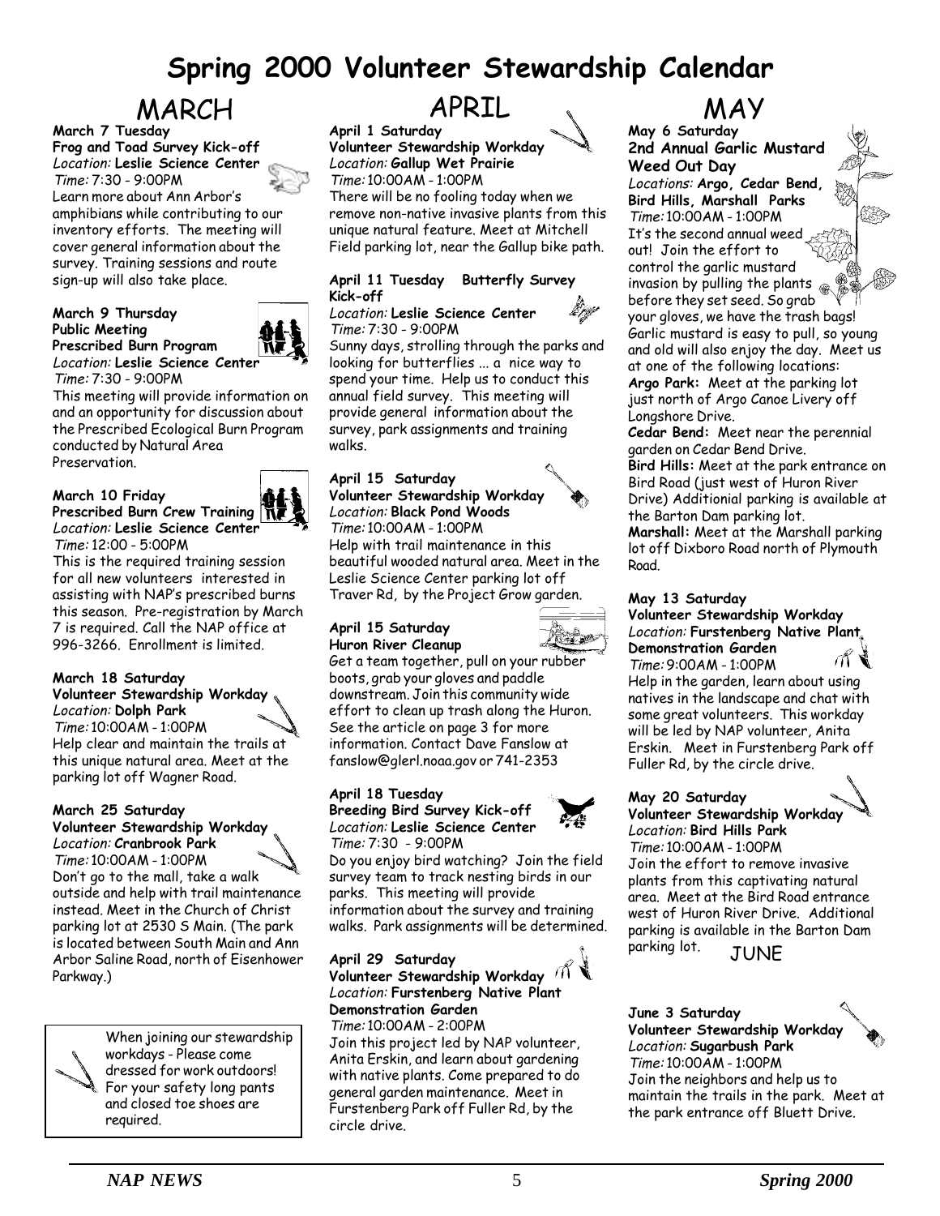# Spring 2000 Volunteer Stewardship Calendar

## MARCH

**March 7 Tuesday**
**Frog and Toad Survey Kick-off**
*Location:* **Leslie Science Center**
*Time:* 7:30 - 9:00PM
Learn more about Ann Arbor's amphibians while contributing to our inventory efforts. The meeting will cover general information about the survey. Training sessions and route sign-up will also take place.

**March 9 Thursday**
**Public Meeting**
**Prescribed Burn Program**
*Location:* **Leslie Science Center**
*Time:* 7:30 - 9:00PM
This meeting will provide information on and an opportunity for discussion about the Prescribed Ecological Burn Program conducted by Natural Area Preservation.

**March 10 Friday**
**Prescribed Burn Crew Training**
*Location:* **Leslie Science Center**
*Time:* 12:00 - 5:00PM
This is the required training session for all new volunteers interested in assisting with NAP's prescribed burns this season. Pre-registration by March 7 is required. Call the NAP office at 996-3266. Enrollment is limited.

**March 18 Saturday**
**Volunteer Stewardship Workday**
*Location:* **Dolph Park**
*Time:* 10:00AM - 1:00PM
Help clear and maintain the trails at this unique natural area. Meet at the parking lot off Wagner Road.

**March 25 Saturday**
**Volunteer Stewardship Workday**
*Location:* **Cranbrook Park**
*Time:* 10:00AM - 1:00PM
Don't go to the mall, take a walk outside and help with trail maintenance instead. Meet in the Church of Christ parking lot at 2530 S Main. (The park is located between South Main and Ann Arbor Saline Road, north of Eisenhower Parkway.)

When joining our stewardship workdays - Please come dressed for work outdoors! For your safety long pants and closed toe shoes are required.

## APRIL

**April 1 Saturday**
**Volunteer Stewardship Workday**
*Location:* **Gallup Wet Prairie**
*Time:* 10:00AM - 1:00PM
There will be no fooling today when we remove non-native invasive plants from this unique natural feature. Meet at Mitchell Field parking lot, near the Gallup bike path.

**April 11 Tuesday Butterfly Survey Kick-off**
*Location:* **Leslie Science Center**
*Time:* 7:30 - 9:00PM
Sunny days, strolling through the parks and looking for butterflies ... a nice way to spend your time. Help us to conduct this annual field survey. This meeting will provide general information about the survey, park assignments and training walks.

**April 15 Saturday**
**Volunteer Stewardship Workday**
*Location:* **Black Pond Woods**
*Time:* 10:00AM - 1:00PM
Help with trail maintenance in this beautiful wooded natural area. Meet in the Leslie Science Center parking lot off Traver Rd, by the Project Grow garden.

**April 15 Saturday**
**Huron River Cleanup**
Get a team together, pull on your rubber boots, grab your gloves and paddle downstream. Join this community wide effort to clean up trash along the Huron. See the article on page 3 for more information. Contact Dave Fanslow at fanslow@glerl.noaa.gov or 741-2353

**April 18 Tuesday**
**Breeding Bird Survey Kick-off**
*Location:* **Leslie Science Center**
*Time:* 7:30 - 9:00PM
Do you enjoy bird watching? Join the field survey team to track nesting birds in our parks. This meeting will provide information about the survey and training walks. Park assignments will be determined.

**April 29 Saturday**
**Volunteer Stewardship Workday**
*Location:* **Furstenberg Native Plant Demonstration Garden**
*Time:* 10:00AM - 2:00PM
Join this project led by NAP volunteer, Anita Erskin, and learn about gardening with native plants. Come prepared to do general garden maintenance. Meet in Furstenberg Park off Fuller Rd, by the circle drive.

## MAY

**May 6 Saturday**
**2nd Annual Garlic Mustard Weed Out Day**
*Locations:* **Argo, Cedar Bend, Bird Hills, Marshall Parks**
*Time:* 10:00AM - 1:00PM
It's the second annual weed out! Join the effort to control the garlic mustard invasion by pulling the plants before they set seed. So grab your gloves, we have the trash bags! Garlic mustard is easy to pull, so young and old will also enjoy the day. Meet us at one of the following locations:
**Argo Park:** Meet at the parking lot just north of Argo Canoe Livery off Longshore Drive.
**Cedar Bend:** Meet near the perennial garden on Cedar Bend Drive.
**Bird Hills:** Meet at the park entrance on Bird Road (just west of Huron River Drive) Additionial parking is available at the Barton Dam parking lot.
**Marshall:** Meet at the Marshall parking lot off Dixboro Road north of Plymouth Road.

**May 13 Saturday**
**Volunteer Stewardship Workday**
*Location:* **Furstenberg Native Plant Demonstration Garden**
*Time:* 9:00AM - 1:00PM
Help in the garden, learn about using natives in the landscape and chat with some great volunteers. This workday will be led by NAP volunteer, Anita Erskin. Meet in Furstenberg Park off Fuller Rd, by the circle drive.

**May 20 Saturday**
**Volunteer Stewardship Workday**
*Location:* **Bird Hills Park**
*Time:* 10:00AM - 1:00PM
Join the effort to remove invasive plants from this captivating natural area. Meet at the Bird Road entrance west of Huron River Drive. Additional parking is available in the Barton Dam parking lot.

## JUNE

**June 3 Saturday**
**Volunteer Stewardship Workday**
*Location:* **Sugarbush Park**
*Time:* 10:00AM - 1:00PM
Join the neighbors and help us to maintain the trails in the park. Meet at the park entrance off Bluett Drive.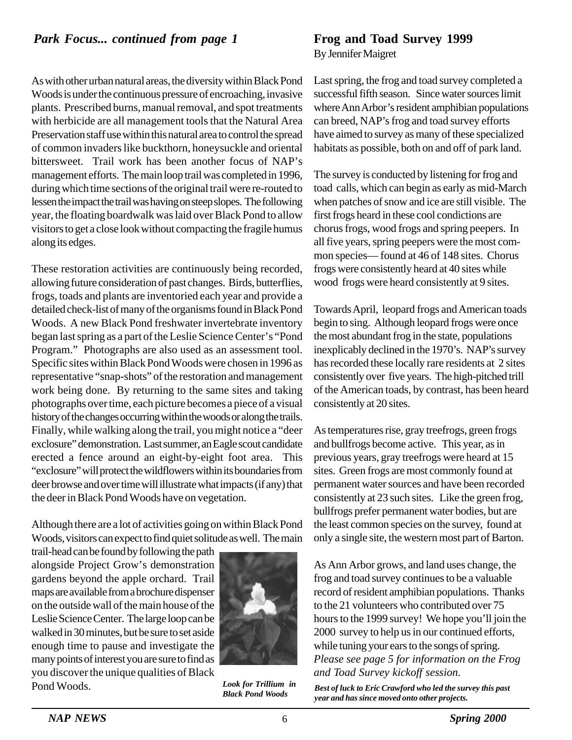## *Park Focus... continued from page 1*

As with other urban natural areas, the diversity within Black Pond Woods is under the continuous pressure of encroaching, invasive plants. Prescribed burns, manual removal, and spot treatments with herbicide are all management tools that the Natural Area Preservation staff use within this natural area to control the spread of common invaders like buckthorn, honeysuckle and oriental bittersweet. Trail work has been another focus of NAP's management efforts. The main loop trail was completed in 1996, during which time sections of the original trail were re-routed to lessen the impact the trail was having on steep slopes. The following year, the floating boardwalk was laid over Black Pond to allow visitors to get a close look without compacting the fragile humus along its edges.

These restoration activities are continuously being recorded, allowing future consideration of past changes. Birds, butterflies, frogs, toads and plants are inventoried each year and provide a detailed check-list of many of the organisms found in Black Pond Woods. A new Black Pond freshwater invertebrate inventory began last spring as a part of the Leslie Science Center's "Pond Program." Photographs are also used as an assessment tool. Specific sites within Black Pond Woods were chosen in 1996 as representative "snap-shots" of the restoration and management work being done. By returning to the same sites and taking photographs over time, each picture becomes a piece of a visual history of the changes occurring within the woods or along the trails. Finally, while walking along the trail, you might notice a "deer exclosure" demonstration. Last summer, an Eagle scout candidate erected a fence around an eight-by-eight foot area. This "exclosure" will protect the wildflowers within its boundaries from deer browse and over time will illustrate what impacts (if any) that the deer in Black Pond Woods have on vegetation.

Although there are a lot of activities going on within Black Pond Woods, visitors can expect to find quiet solitude as well. The main trail-head can be found by following the path alongside Project Grow's demonstration gardens beyond the apple orchard. Trail maps are available from a brochure dispenser on the outside wall of the main house of the Leslie Science Center. The large loop can be walked in 30 minutes, but be sure to set aside enough time to pause and investigate the many points of interest you are sure to find as you discover the unique qualities of Black Pond Woods.

***Look for Trillium in Black Pond Woods***

## Frog and Toad Survey 1999

By Jennifer Maigret

Last spring, the frog and toad survey completed a successful fifth season. Since water sources limit where Ann Arbor's resident amphibian populations can breed, NAP's frog and toad survey efforts have aimed to survey as many of these specialized habitats as possible, both on and off of park land.

The survey is conducted by listening for frog and toad calls, which can begin as early as mid-March when patches of snow and ice are still visible. The first frogs heard in these cool condictions are chorus frogs, wood frogs and spring peepers. In all five years, spring peepers were the most common species— found at 46 of 148 sites. Chorus frogs were consistently heard at 40 sites while wood frogs were heard consistently at 9 sites.

Towards April, leopard frogs and American toads begin to sing. Although leopard frogs were once the most abundant frog in the state, populations inexplicably declined in the 1970's. NAP's survey has recorded these locally rare residents at 2 sites consistently over five years. The high-pitched trill of the American toads, by contrast, has been heard consistently at 20 sites.

As temperatures rise, gray treefrogs, green frogs and bullfrogs become active. This year, as in previous years, gray treefrogs were heard at 15 sites. Green frogs are most commonly found at permanent water sources and have been recorded consistently at 23 such sites. Like the green frog, bullfrogs prefer permanent water bodies, but are the least common species on the survey, found at only a single site, the western most part of Barton.

As Ann Arbor grows, and land uses change, the frog and toad survey continues to be a valuable record of resident amphibian populations. Thanks to the 21 volunteers who contributed over 75 hours to the 1999 survey! We hope you'll join the 2000 survey to help us in our continued efforts, while tuning your ears to the songs of spring. *Please see page 5 for information on the Frog and Toad Survey kickoff session.*

***Best of luck to Eric Crawford who led the survey this past year and has since moved onto other projects.***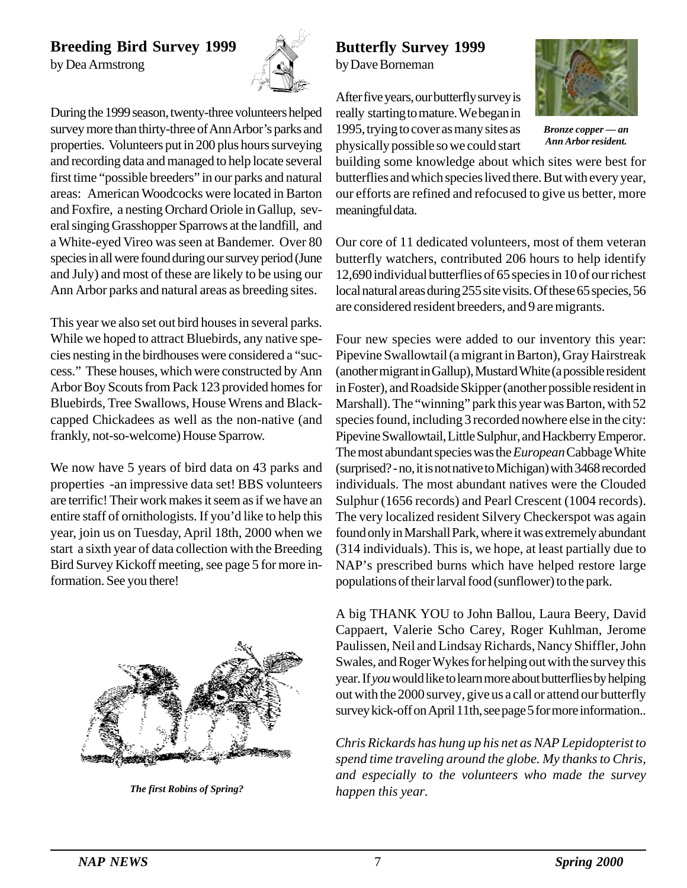## Breeding Bird Survey 1999

by Dea Armstrong

During the 1999 season, twenty-three volunteers helped survey more than thirty-three of Ann Arbor's parks and properties. Volunteers put in 200 plus hours surveying and recording data and managed to help locate several first time "possible breeders" in our parks and natural areas: American Woodcocks were located in Barton and Foxfire, a nesting Orchard Oriole in Gallup, several singing Grasshopper Sparrows at the landfill, and a White-eyed Vireo was seen at Bandemer. Over 80 species in all were found during our survey period (June and July) and most of these are likely to be using our Ann Arbor parks and natural areas as breeding sites.

This year we also set out bird houses in several parks. While we hoped to attract Bluebirds, any native species nesting in the birdhouses were considered a "success." These houses, which were constructed by Ann Arbor Boy Scouts from Pack 123 provided homes for Bluebirds, Tree Swallows, House Wrens and Black-capped Chickadees as well as the non-native (and frankly, not-so-welcome) House Sparrow.

We now have 5 years of bird data on 43 parks and properties -an impressive data set! BBS volunteers are terrific! Their work makes it seem as if we have an entire staff of ornithologists. If you'd like to help this year, join us on Tuesday, April 18th, 2000 when we start a sixth year of data collection with the Breeding Bird Survey Kickoff meeting, see page 5 for more information. See you there!

*The first Robins of Spring?*

## Butterfly Survey 1999

by Dave Borneman

After five years, our butterfly survey is really starting to mature. We began in 1995, trying to cover as many sites as physically possible so we could start building some knowledge about which sites were best for butterflies and which species lived there. But with every year, our efforts are refined and refocused to give us better, more meaningful data.

*Bronze copper — an Ann Arbor resident.*

Our core of 11 dedicated volunteers, most of them veteran butterfly watchers, contributed 206 hours to help identify 12,690 individual butterflies of 65 species in 10 of our richest local natural areas during 255 site visits. Of these 65 species, 56 are considered resident breeders, and 9 are migrants.

Four new species were added to our inventory this year: Pipevine Swallowtail (a migrant in Barton), Gray Hairstreak (another migrant in Gallup), Mustard White (a possible resident in Foster), and Roadside Skipper (another possible resident in Marshall). The "winning" park this year was Barton, with 52 species found, including 3 recorded nowhere else in the city: Pipevine Swallowtail, Little Sulphur, and Hackberry Emperor. The most abundant species was the *European* Cabbage White (surprised? - no, it is not native to Michigan) with 3468 recorded individuals. The most abundant natives were the Clouded Sulphur (1656 records) and Pearl Crescent (1004 records). The very localized resident Silvery Checkerspot was again found only in Marshall Park, where it was extremely abundant (314 individuals). This is, we hope, at least partially due to NAP's prescribed burns which have helped restore large populations of their larval food (sunflower) to the park.

A big THANK YOU to John Ballou, Laura Beery, David Cappaert, Valerie Scho Carey, Roger Kuhlman, Jerome Paulissen, Neil and Lindsay Richards, Nancy Shiffler, John Swales, and Roger Wykes for helping out with the survey this year. If *you* would like to learn more about butterflies by helping out with the 2000 survey, give us a call or attend our butterfly survey kick-off on April 11th, see page 5 for more information..

*Chris Rickards has hung up his net as NAP Lepidopterist to spend time traveling around the globe. My thanks to Chris, and especially to the volunteers who made the survey happen this year.*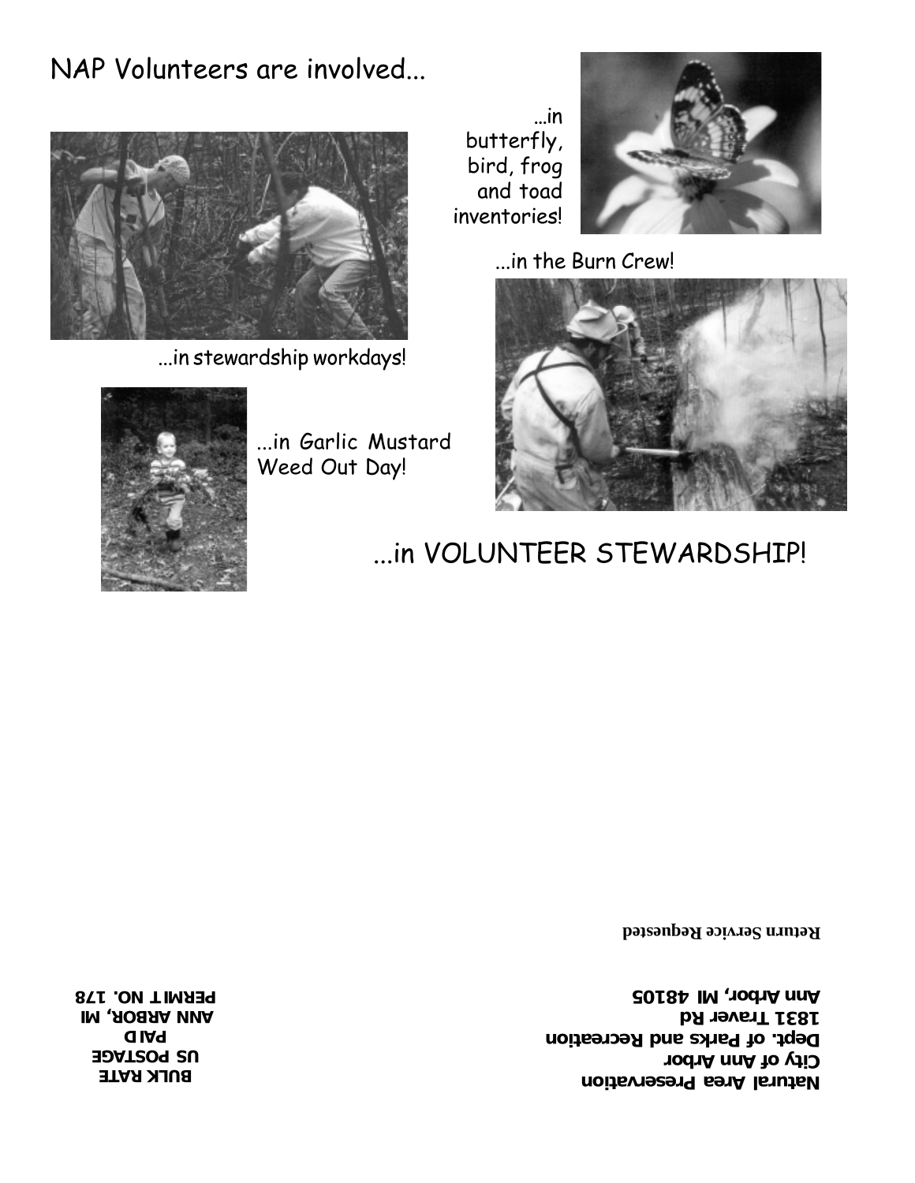# NAP Volunteers are involved...

...in butterfly, bird, frog and toad inventories!

...in the Burn Crew!

...in stewardship workdays!

...in Garlic Mustard Weed Out Day!

## ...in VOLUNTEER STEWARDSHIP!

**Return Service Requested**

**Natural Area Preservation**
**City of Ann Arbor**
**Dept. of Parks and Recreation**
**1831 Traver Rd**
**Ann Arbor, MI 48105**

**BULK RATE**
**US POSTAGE**
**PAID**
**ANN ARBOR, MI**
**PERMIT NO. 178**